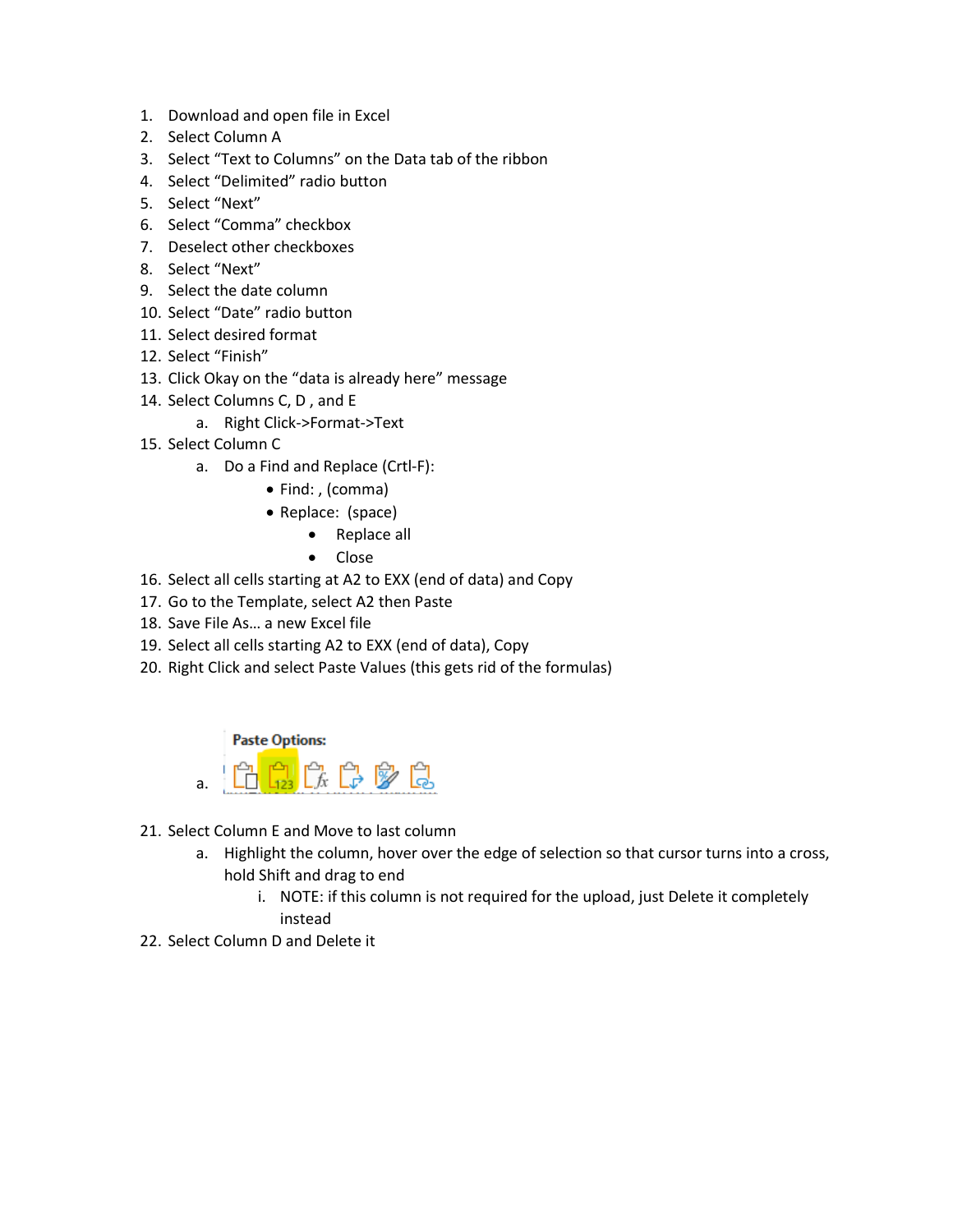1. Download and open file in Excel
2. Select Column A
3. Select "Text to Columns" on the Data tab of the ribbon
4. Select "Delimited" radio button
5. Select "Next"
6. Select "Comma" checkbox
7. Deselect other checkboxes
8. Select "Next"
9. Select the date column
10. Select "Date" radio button
11. Select desired format
12. Select "Finish"
13. Click Okay on the "data is already here" message
14. Select Columns C, D , and E
    a. Right Click->Format->Text
15. Select Column C
    a. Do a Find and Replace (Crtl-F):
        - Find: , (comma)
        - Replace:  (space)
            - Replace all
            - Close
16. Select all cells starting at A2 to EXX (end of data) and Copy
17. Go to the Template, select A2 then Paste
18. Save File As… a new Excel file
19. Select all cells starting A2 to EXX (end of data), Copy
20. Right Click and select Paste Values (this gets rid of the formulas)
    a. Paste Options:
21. Select Column E and Move to last column
    a. Highlight the column, hover over the edge of selection so that cursor turns into a cross, hold Shift and drag to end
        i. NOTE: if this column is not required for the upload, just Delete it completely instead
22. Select Column D and Delete it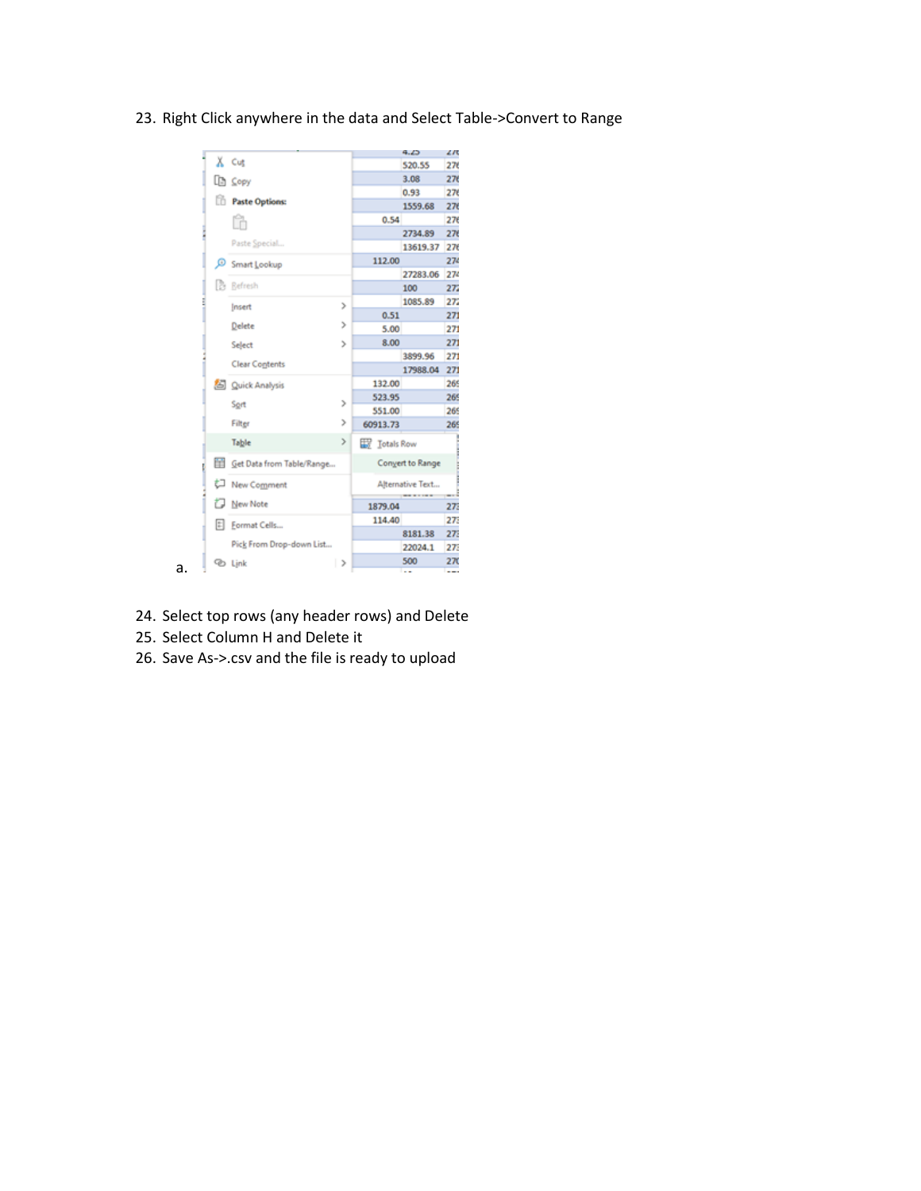23. Right Click anywhere in the data and Select Table->Convert to Range

    a.

24. Select top rows (any header rows) and Delete
25. Select Column H and Delete it
26. Save As->.csv and the file is ready to upload